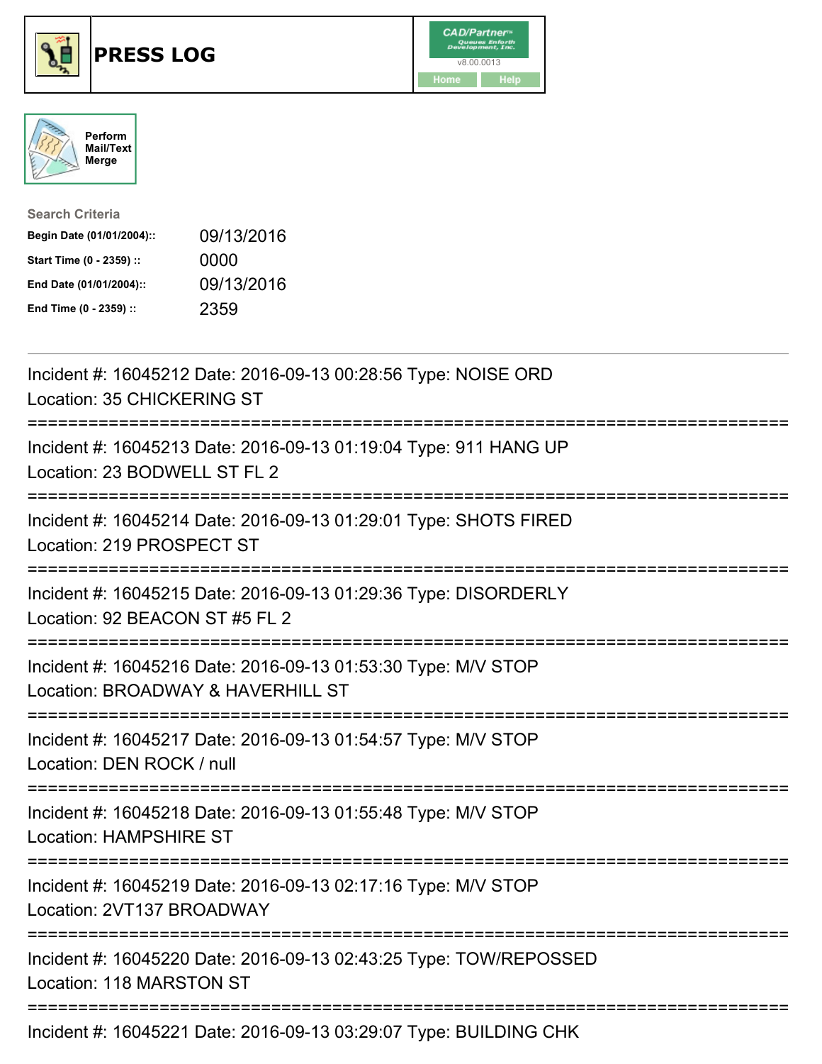# PRESS LOG

CAD/Partner v8.00.0013

Home | Help

Perform Mail/Text Merge

**Search Criteria**

| | |
|---|---|
| **Begin Date (01/01/2004)::** | 09/13/2016 |
| **Start Time (0 - 2359) ::** | 0000 |
| **End Date (01/01/2004)::** | 09/13/2016 |
| **End Time (0 - 2359) ::** | 2359 |

---

Incident #: 16045212 Date: 2016-09-13 00:28:56 Type: NOISE ORD
Location: 35 CHICKERING ST

===========================================================================

Incident #: 16045213 Date: 2016-09-13 01:19:04 Type: 911 HANG UP
Location: 23 BODWELL ST FL 2

===========================================================================

Incident #: 16045214 Date: 2016-09-13 01:29:01 Type: SHOTS FIRED
Location: 219 PROSPECT ST

===========================================================================

Incident #: 16045215 Date: 2016-09-13 01:29:36 Type: DISORDERLY
Location: 92 BEACON ST #5 FL 2

===========================================================================

Incident #: 16045216 Date: 2016-09-13 01:53:30 Type: M/V STOP
Location: BROADWAY & HAVERHILL ST

===========================================================================

Incident #: 16045217 Date: 2016-09-13 01:54:57 Type: M/V STOP
Location: DEN ROCK / null

===========================================================================

Incident #: 16045218 Date: 2016-09-13 01:55:48 Type: M/V STOP
Location: HAMPSHIRE ST

===========================================================================

Incident #: 16045219 Date: 2016-09-13 02:17:16 Type: M/V STOP
Location: 2VT137 BROADWAY

===========================================================================

Incident #: 16045220 Date: 2016-09-13 02:43:25 Type: TOW/REPOSSED
Location: 118 MARSTON ST

===========================================================================

Incident #: 16045221 Date: 2016-09-13 03:29:07 Type: BUILDING CHK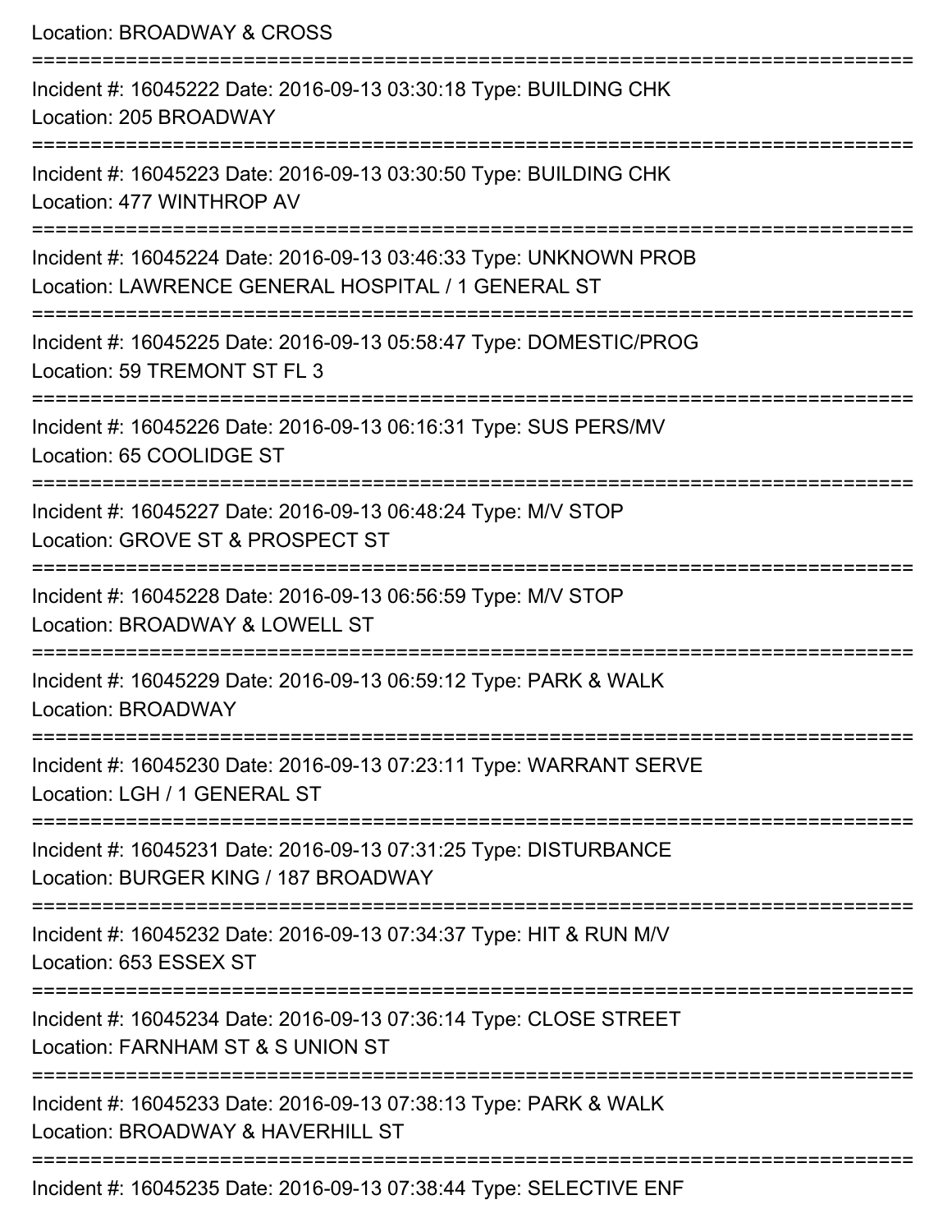Location: BROADWAY & CROSS

===========================================================================

Incident #: 16045222 Date: 2016-09-13 03:30:18 Type: BUILDING CHK
Location: 205 BROADWAY

===========================================================================

Incident #: 16045223 Date: 2016-09-13 03:30:50 Type: BUILDING CHK
Location: 477 WINTHROP AV

===========================================================================

Incident #: 16045224 Date: 2016-09-13 03:46:33 Type: UNKNOWN PROB
Location: LAWRENCE GENERAL HOSPITAL / 1 GENERAL ST

===========================================================================

Incident #: 16045225 Date: 2016-09-13 05:58:47 Type: DOMESTIC/PROG
Location: 59 TREMONT ST FL 3

===========================================================================

Incident #: 16045226 Date: 2016-09-13 06:16:31 Type: SUS PERS/MV
Location: 65 COOLIDGE ST

===========================================================================

Incident #: 16045227 Date: 2016-09-13 06:48:24 Type: M/V STOP
Location: GROVE ST & PROSPECT ST

===========================================================================

Incident #: 16045228 Date: 2016-09-13 06:56:59 Type: M/V STOP
Location: BROADWAY & LOWELL ST

===========================================================================

Incident #: 16045229 Date: 2016-09-13 06:59:12 Type: PARK & WALK
Location: BROADWAY

===========================================================================

Incident #: 16045230 Date: 2016-09-13 07:23:11 Type: WARRANT SERVE
Location: LGH / 1 GENERAL ST

===========================================================================

Incident #: 16045231 Date: 2016-09-13 07:31:25 Type: DISTURBANCE
Location: BURGER KING / 187 BROADWAY

===========================================================================

Incident #: 16045232 Date: 2016-09-13 07:34:37 Type: HIT & RUN M/V
Location: 653 ESSEX ST

===========================================================================

Incident #: 16045234 Date: 2016-09-13 07:36:14 Type: CLOSE STREET
Location: FARNHAM ST & S UNION ST

===========================================================================

Incident #: 16045233 Date: 2016-09-13 07:38:13 Type: PARK & WALK
Location: BROADWAY & HAVERHILL ST

===========================================================================

Incident #: 16045235 Date: 2016-09-13 07:38:44 Type: SELECTIVE ENF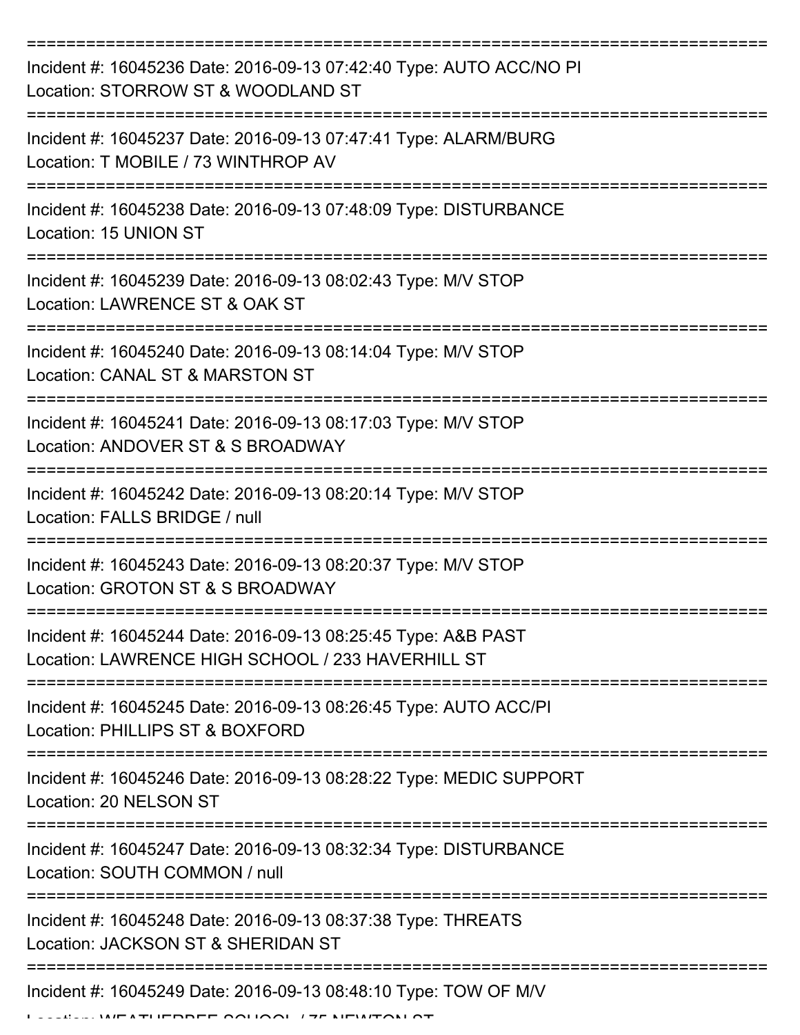===========================================================================
Incident #: 16045236 Date: 2016-09-13 07:42:40 Type: AUTO ACC/NO PI
Location: STORROW ST & WOODLAND ST
===========================================================================
Incident #: 16045237 Date: 2016-09-13 07:47:41 Type: ALARM/BURG
Location: T MOBILE / 73 WINTHROP AV
===========================================================================
Incident #: 16045238 Date: 2016-09-13 07:48:09 Type: DISTURBANCE
Location: 15 UNION ST
===========================================================================
Incident #: 16045239 Date: 2016-09-13 08:02:43 Type: M/V STOP
Location: LAWRENCE ST & OAK ST
===========================================================================
Incident #: 16045240 Date: 2016-09-13 08:14:04 Type: M/V STOP
Location: CANAL ST & MARSTON ST
===========================================================================
Incident #: 16045241 Date: 2016-09-13 08:17:03 Type: M/V STOP
Location: ANDOVER ST & S BROADWAY
===========================================================================
Incident #: 16045242 Date: 2016-09-13 08:20:14 Type: M/V STOP
Location: FALLS BRIDGE / null
===========================================================================
Incident #: 16045243 Date: 2016-09-13 08:20:37 Type: M/V STOP
Location: GROTON ST & S BROADWAY
===========================================================================
Incident #: 16045244 Date: 2016-09-13 08:25:45 Type: A&B PAST
Location: LAWRENCE HIGH SCHOOL / 233 HAVERHILL ST
===========================================================================
Incident #: 16045245 Date: 2016-09-13 08:26:45 Type: AUTO ACC/PI
Location: PHILLIPS ST & BOXFORD
===========================================================================
Incident #: 16045246 Date: 2016-09-13 08:28:22 Type: MEDIC SUPPORT
Location: 20 NELSON ST
===========================================================================
Incident #: 16045247 Date: 2016-09-13 08:32:34 Type: DISTURBANCE
Location: SOUTH COMMON / null
===========================================================================
Incident #: 16045248 Date: 2016-09-13 08:37:38 Type: THREATS
Location: JACKSON ST & SHERIDAN ST
===========================================================================
Incident #: 16045249 Date: 2016-09-13 08:48:10 Type: TOW OF M/V
Location: WEATHERBEE SCHOOL / 75 NEWTON ST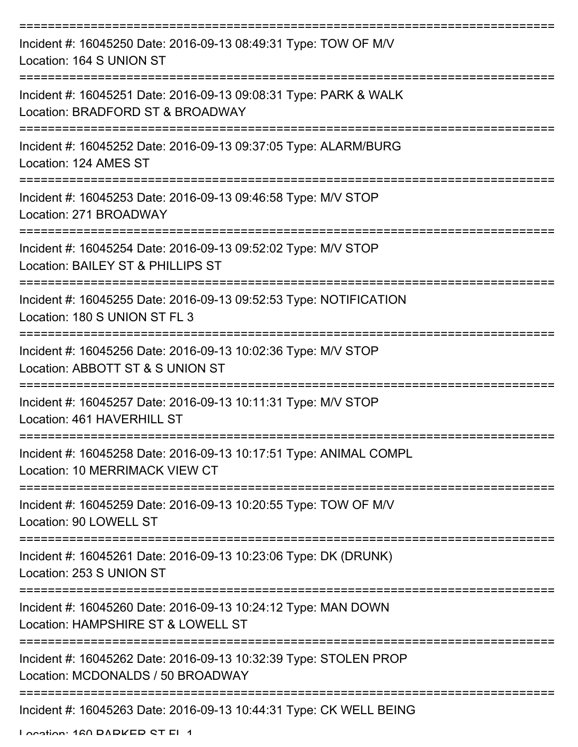===========================================================================

Incident #: 16045250 Date: 2016-09-13 08:49:31 Type: TOW OF M/V
Location: 164 S UNION ST

===========================================================================

Incident #: 16045251 Date: 2016-09-13 09:08:31 Type: PARK & WALK
Location: BRADFORD ST & BROADWAY

===========================================================================

Incident #: 16045252 Date: 2016-09-13 09:37:05 Type: ALARM/BURG
Location: 124 AMES ST

===========================================================================

Incident #: 16045253 Date: 2016-09-13 09:46:58 Type: M/V STOP
Location: 271 BROADWAY

===========================================================================

Incident #: 16045254 Date: 2016-09-13 09:52:02 Type: M/V STOP
Location: BAILEY ST & PHILLIPS ST

===========================================================================

Incident #: 16045255 Date: 2016-09-13 09:52:53 Type: NOTIFICATION
Location: 180 S UNION ST FL 3

===========================================================================

Incident #: 16045256 Date: 2016-09-13 10:02:36 Type: M/V STOP
Location: ABBOTT ST & S UNION ST

===========================================================================

Incident #: 16045257 Date: 2016-09-13 10:11:31 Type: M/V STOP
Location: 461 HAVERHILL ST

===========================================================================

Incident #: 16045258 Date: 2016-09-13 10:17:51 Type: ANIMAL COMPL
Location: 10 MERRIMACK VIEW CT

===========================================================================

Incident #: 16045259 Date: 2016-09-13 10:20:55 Type: TOW OF M/V
Location: 90 LOWELL ST

===========================================================================

Incident #: 16045261 Date: 2016-09-13 10:23:06 Type: DK (DRUNK)
Location: 253 S UNION ST

===========================================================================

Incident #: 16045260 Date: 2016-09-13 10:24:12 Type: MAN DOWN
Location: HAMPSHIRE ST & LOWELL ST

===========================================================================

Incident #: 16045262 Date: 2016-09-13 10:32:39 Type: STOLEN PROP
Location: MCDONALDS / 50 BROADWAY

===========================================================================

Incident #: 16045263 Date: 2016-09-13 10:44:31 Type: CK WELL BEING
Location: 160 PARKER ST FL 1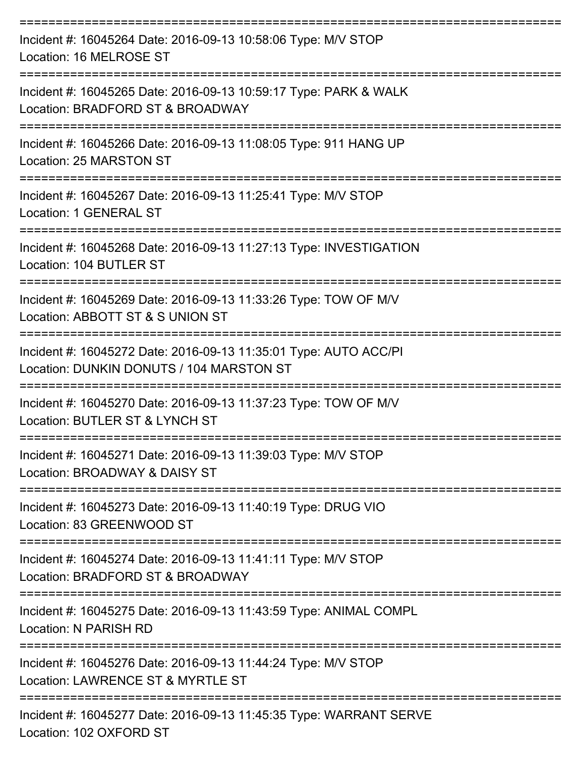===========================================================================

Incident #: 16045264 Date: 2016-09-13 10:58:06 Type: M/V STOP
Location: 16 MELROSE ST

===========================================================================

Incident #: 16045265 Date: 2016-09-13 10:59:17 Type: PARK & WALK
Location: BRADFORD ST & BROADWAY

===========================================================================

Incident #: 16045266 Date: 2016-09-13 11:08:05 Type: 911 HANG UP
Location: 25 MARSTON ST

===========================================================================

Incident #: 16045267 Date: 2016-09-13 11:25:41 Type: M/V STOP
Location: 1 GENERAL ST

===========================================================================

Incident #: 16045268 Date: 2016-09-13 11:27:13 Type: INVESTIGATION
Location: 104 BUTLER ST

===========================================================================

Incident #: 16045269 Date: 2016-09-13 11:33:26 Type: TOW OF M/V
Location: ABBOTT ST & S UNION ST

===========================================================================

Incident #: 16045272 Date: 2016-09-13 11:35:01 Type: AUTO ACC/PI
Location: DUNKIN DONUTS / 104 MARSTON ST

===========================================================================

Incident #: 16045270 Date: 2016-09-13 11:37:23 Type: TOW OF M/V
Location: BUTLER ST & LYNCH ST

===========================================================================

Incident #: 16045271 Date: 2016-09-13 11:39:03 Type: M/V STOP
Location: BROADWAY & DAISY ST

===========================================================================

Incident #: 16045273 Date: 2016-09-13 11:40:19 Type: DRUG VIO
Location: 83 GREENWOOD ST

===========================================================================

Incident #: 16045274 Date: 2016-09-13 11:41:11 Type: M/V STOP
Location: BRADFORD ST & BROADWAY

===========================================================================

Incident #: 16045275 Date: 2016-09-13 11:43:59 Type: ANIMAL COMPL
Location: N PARISH RD

===========================================================================

Incident #: 16045276 Date: 2016-09-13 11:44:24 Type: M/V STOP
Location: LAWRENCE ST & MYRTLE ST

===========================================================================

Incident #: 16045277 Date: 2016-09-13 11:45:35 Type: WARRANT SERVE
Location: 102 OXFORD ST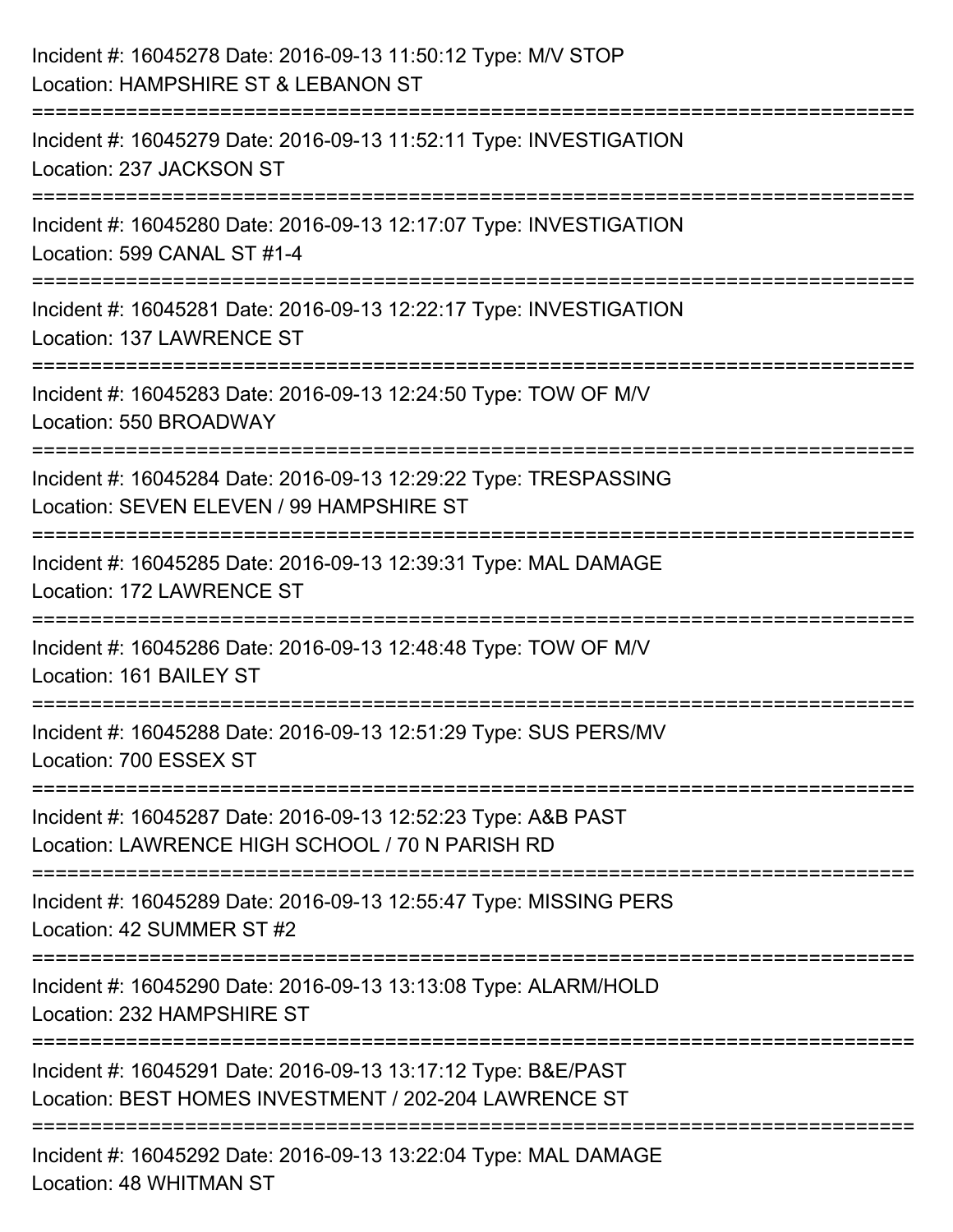Incident #: 16045278 Date: 2016-09-13 11:50:12 Type: M/V STOP
Location: HAMPSHIRE ST & LEBANON ST

===========================================================================

Incident #: 16045279 Date: 2016-09-13 11:52:11 Type: INVESTIGATION
Location: 237 JACKSON ST

===========================================================================

Incident #: 16045280 Date: 2016-09-13 12:17:07 Type: INVESTIGATION
Location: 599 CANAL ST #1-4

===========================================================================

Incident #: 16045281 Date: 2016-09-13 12:22:17 Type: INVESTIGATION
Location: 137 LAWRENCE ST

===========================================================================

Incident #: 16045283 Date: 2016-09-13 12:24:50 Type: TOW OF M/V
Location: 550 BROADWAY

===========================================================================

Incident #: 16045284 Date: 2016-09-13 12:29:22 Type: TRESPASSING
Location: SEVEN ELEVEN / 99 HAMPSHIRE ST

===========================================================================

Incident #: 16045285 Date: 2016-09-13 12:39:31 Type: MAL DAMAGE
Location: 172 LAWRENCE ST

===========================================================================

Incident #: 16045286 Date: 2016-09-13 12:48:48 Type: TOW OF M/V
Location: 161 BAILEY ST

===========================================================================

Incident #: 16045288 Date: 2016-09-13 12:51:29 Type: SUS PERS/MV
Location: 700 ESSEX ST

===========================================================================

Incident #: 16045287 Date: 2016-09-13 12:52:23 Type: A&B PAST
Location: LAWRENCE HIGH SCHOOL / 70 N PARISH RD

===========================================================================

Incident #: 16045289 Date: 2016-09-13 12:55:47 Type: MISSING PERS
Location: 42 SUMMER ST #2

===========================================================================

Incident #: 16045290 Date: 2016-09-13 13:13:08 Type: ALARM/HOLD
Location: 232 HAMPSHIRE ST

===========================================================================

Incident #: 16045291 Date: 2016-09-13 13:17:12 Type: B&E/PAST
Location: BEST HOMES INVESTMENT / 202-204 LAWRENCE ST

===========================================================================

Incident #: 16045292 Date: 2016-09-13 13:22:04 Type: MAL DAMAGE
Location: 48 WHITMAN ST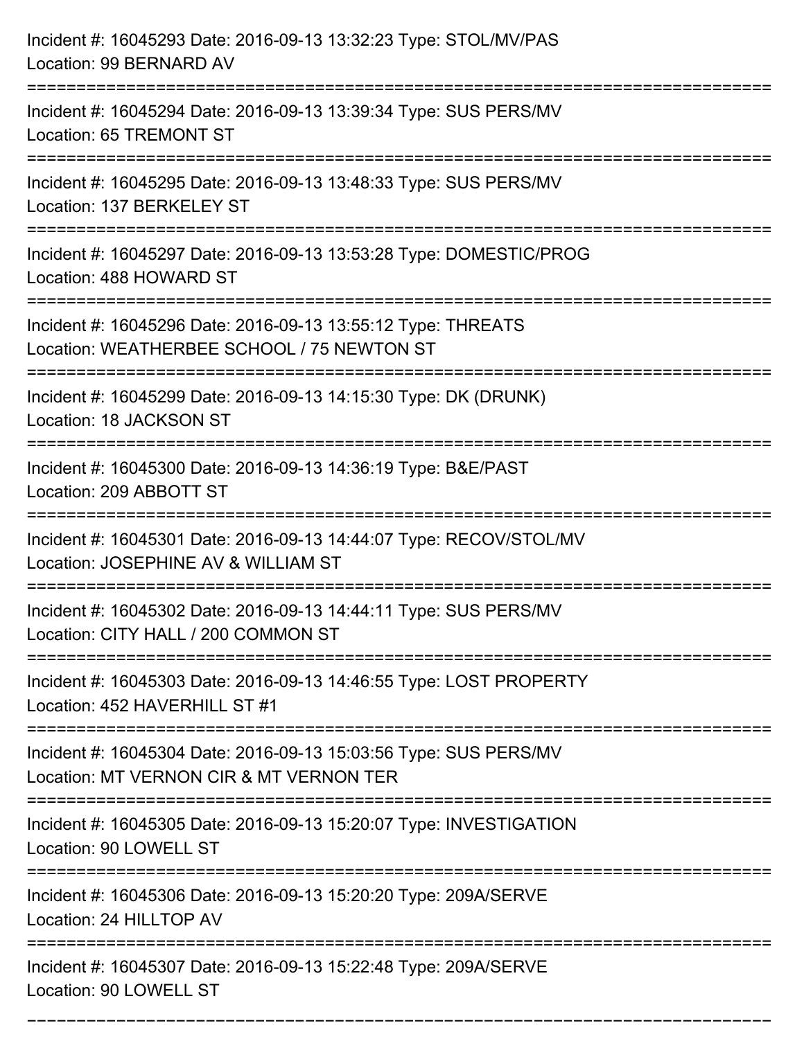Incident #: 16045293 Date: 2016-09-13 13:32:23 Type: STOL/MV/PAS
Location: 99 BERNARD AV

===========================================================================

Incident #: 16045294 Date: 2016-09-13 13:39:34 Type: SUS PERS/MV
Location: 65 TREMONT ST

===========================================================================

Incident #: 16045295 Date: 2016-09-13 13:48:33 Type: SUS PERS/MV
Location: 137 BERKELEY ST

===========================================================================

Incident #: 16045297 Date: 2016-09-13 13:53:28 Type: DOMESTIC/PROG
Location: 488 HOWARD ST

===========================================================================

Incident #: 16045296 Date: 2016-09-13 13:55:12 Type: THREATS
Location: WEATHERBEE SCHOOL / 75 NEWTON ST

===========================================================================

Incident #: 16045299 Date: 2016-09-13 14:15:30 Type: DK (DRUNK)
Location: 18 JACKSON ST

===========================================================================

Incident #: 16045300 Date: 2016-09-13 14:36:19 Type: B&E/PAST
Location: 209 ABBOTT ST

===========================================================================

Incident #: 16045301 Date: 2016-09-13 14:44:07 Type: RECOV/STOL/MV
Location: JOSEPHINE AV & WILLIAM ST

===========================================================================

Incident #: 16045302 Date: 2016-09-13 14:44:11 Type: SUS PERS/MV
Location: CITY HALL / 200 COMMON ST

===========================================================================

Incident #: 16045303 Date: 2016-09-13 14:46:55 Type: LOST PROPERTY
Location: 452 HAVERHILL ST #1

===========================================================================

Incident #: 16045304 Date: 2016-09-13 15:03:56 Type: SUS PERS/MV
Location: MT VERNON CIR & MT VERNON TER

===========================================================================

Incident #: 16045305 Date: 2016-09-13 15:20:07 Type: INVESTIGATION
Location: 90 LOWELL ST

===========================================================================

Incident #: 16045306 Date: 2016-09-13 15:20:20 Type: 209A/SERVE
Location: 24 HILLTOP AV

===========================================================================

Incident #: 16045307 Date: 2016-09-13 15:22:48 Type: 209A/SERVE
Location: 90 LOWELL ST

===========================================================================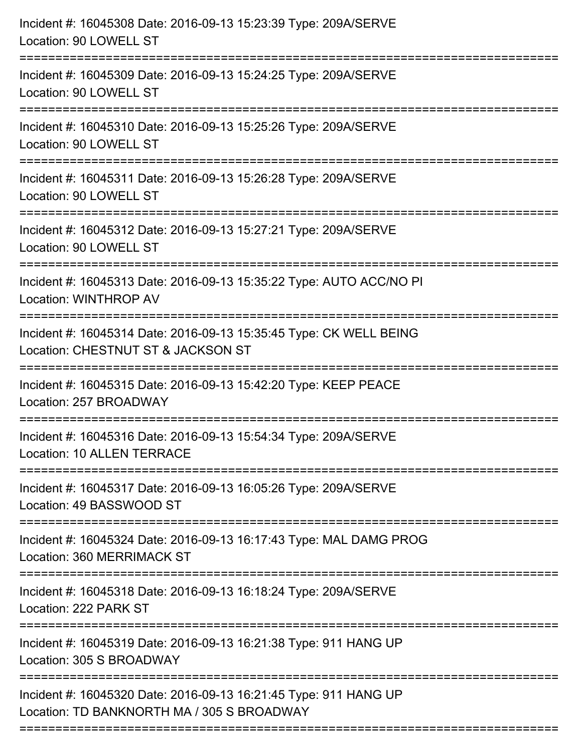Incident #: 16045308 Date: 2016-09-13 15:23:39 Type: 209A/SERVE
Location: 90 LOWELL ST

===========================================================================

Incident #: 16045309 Date: 2016-09-13 15:24:25 Type: 209A/SERVE
Location: 90 LOWELL ST

===========================================================================

Incident #: 16045310 Date: 2016-09-13 15:25:26 Type: 209A/SERVE
Location: 90 LOWELL ST

===========================================================================

Incident #: 16045311 Date: 2016-09-13 15:26:28 Type: 209A/SERVE
Location: 90 LOWELL ST

===========================================================================

Incident #: 16045312 Date: 2016-09-13 15:27:21 Type: 209A/SERVE
Location: 90 LOWELL ST

===========================================================================

Incident #: 16045313 Date: 2016-09-13 15:35:22 Type: AUTO ACC/NO PI
Location: WINTHROP AV

===========================================================================

Incident #: 16045314 Date: 2016-09-13 15:35:45 Type: CK WELL BEING
Location: CHESTNUT ST & JACKSON ST

===========================================================================

Incident #: 16045315 Date: 2016-09-13 15:42:20 Type: KEEP PEACE
Location: 257 BROADWAY

===========================================================================

Incident #: 16045316 Date: 2016-09-13 15:54:34 Type: 209A/SERVE
Location: 10 ALLEN TERRACE

===========================================================================

Incident #: 16045317 Date: 2016-09-13 16:05:26 Type: 209A/SERVE
Location: 49 BASSWOOD ST

===========================================================================

Incident #: 16045324 Date: 2016-09-13 16:17:43 Type: MAL DAMG PROG
Location: 360 MERRIMACK ST

===========================================================================

Incident #: 16045318 Date: 2016-09-13 16:18:24 Type: 209A/SERVE
Location: 222 PARK ST

===========================================================================

Incident #: 16045319 Date: 2016-09-13 16:21:38 Type: 911 HANG UP
Location: 305 S BROADWAY

===========================================================================

Incident #: 16045320 Date: 2016-09-13 16:21:45 Type: 911 HANG UP
Location: TD BANKNORTH MA / 305 S BROADWAY

===========================================================================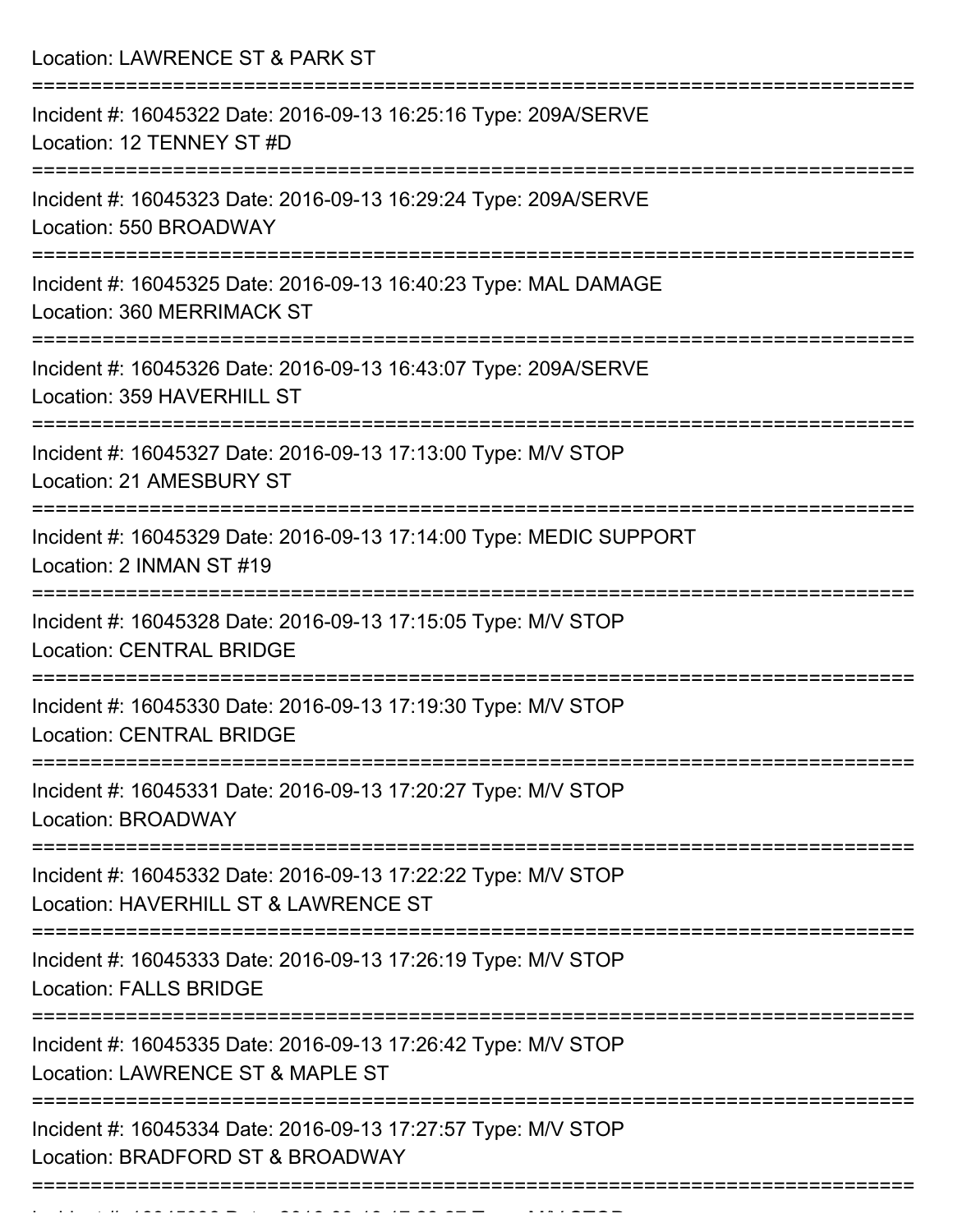Location: LAWRENCE ST & PARK ST

===========================================================================

Incident #: 16045322 Date: 2016-09-13 16:25:16 Type: 209A/SERVE
Location: 12 TENNEY ST #D

===========================================================================

Incident #: 16045323 Date: 2016-09-13 16:29:24 Type: 209A/SERVE
Location: 550 BROADWAY

===========================================================================

Incident #: 16045325 Date: 2016-09-13 16:40:23 Type: MAL DAMAGE
Location: 360 MERRIMACK ST

===========================================================================

Incident #: 16045326 Date: 2016-09-13 16:43:07 Type: 209A/SERVE
Location: 359 HAVERHILL ST

===========================================================================

Incident #: 16045327 Date: 2016-09-13 17:13:00 Type: M/V STOP
Location: 21 AMESBURY ST

===========================================================================

Incident #: 16045329 Date: 2016-09-13 17:14:00 Type: MEDIC SUPPORT
Location: 2 INMAN ST #19

===========================================================================

Incident #: 16045328 Date: 2016-09-13 17:15:05 Type: M/V STOP
Location: CENTRAL BRIDGE

===========================================================================

Incident #: 16045330 Date: 2016-09-13 17:19:30 Type: M/V STOP
Location: CENTRAL BRIDGE

===========================================================================

Incident #: 16045331 Date: 2016-09-13 17:20:27 Type: M/V STOP
Location: BROADWAY

===========================================================================

Incident #: 16045332 Date: 2016-09-13 17:22:22 Type: M/V STOP
Location: HAVERHILL ST & LAWRENCE ST

===========================================================================

Incident #: 16045333 Date: 2016-09-13 17:26:19 Type: M/V STOP
Location: FALLS BRIDGE

===========================================================================

Incident #: 16045335 Date: 2016-09-13 17:26:42 Type: M/V STOP
Location: LAWRENCE ST & MAPLE ST

===========================================================================

Incident #: 16045334 Date: 2016-09-13 17:27:57 Type: M/V STOP
Location: BRADFORD ST & BROADWAY

===========================================================================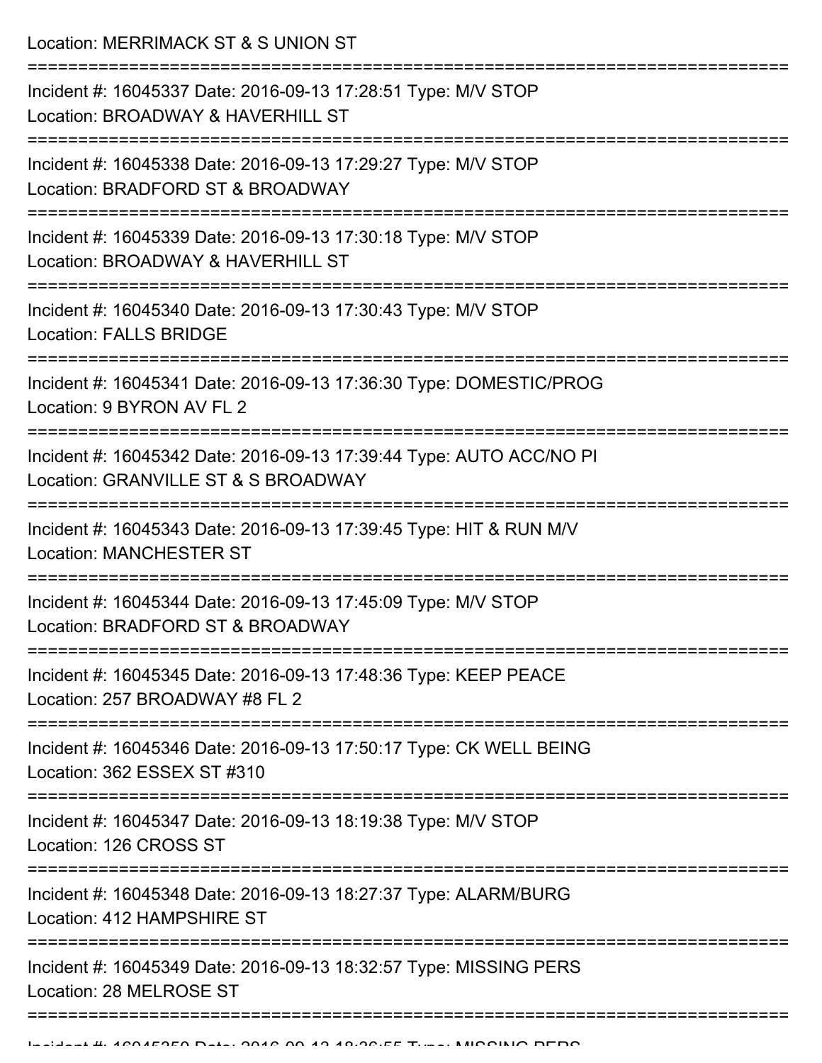Location: MERRIMACK ST & S UNION ST

===========================================================================

Incident #: 16045337 Date: 2016-09-13 17:28:51 Type: M/V STOP
Location: BROADWAY & HAVERHILL ST

===========================================================================

Incident #: 16045338 Date: 2016-09-13 17:29:27 Type: M/V STOP
Location: BRADFORD ST & BROADWAY

===========================================================================

Incident #: 16045339 Date: 2016-09-13 17:30:18 Type: M/V STOP
Location: BROADWAY & HAVERHILL ST

===========================================================================

Incident #: 16045340 Date: 2016-09-13 17:30:43 Type: M/V STOP
Location: FALLS BRIDGE

===========================================================================

Incident #: 16045341 Date: 2016-09-13 17:36:30 Type: DOMESTIC/PROG
Location: 9 BYRON AV FL 2

===========================================================================

Incident #: 16045342 Date: 2016-09-13 17:39:44 Type: AUTO ACC/NO PI
Location: GRANVILLE ST & S BROADWAY

===========================================================================

Incident #: 16045343 Date: 2016-09-13 17:39:45 Type: HIT & RUN M/V
Location: MANCHESTER ST

===========================================================================

Incident #: 16045344 Date: 2016-09-13 17:45:09 Type: M/V STOP
Location: BRADFORD ST & BROADWAY

===========================================================================

Incident #: 16045345 Date: 2016-09-13 17:48:36 Type: KEEP PEACE
Location: 257 BROADWAY #8 FL 2

===========================================================================

Incident #: 16045346 Date: 2016-09-13 17:50:17 Type: CK WELL BEING
Location: 362 ESSEX ST #310

===========================================================================

Incident #: 16045347 Date: 2016-09-13 18:19:38 Type: M/V STOP
Location: 126 CROSS ST

===========================================================================

Incident #: 16045348 Date: 2016-09-13 18:27:37 Type: ALARM/BURG
Location: 412 HAMPSHIRE ST

===========================================================================

Incident #: 16045349 Date: 2016-09-13 18:32:57 Type: MISSING PERS
Location: 28 MELROSE ST

===========================================================================

Incident #: 16045350 Date: 2016-09-13 18:36:55 Type: MISSING PERS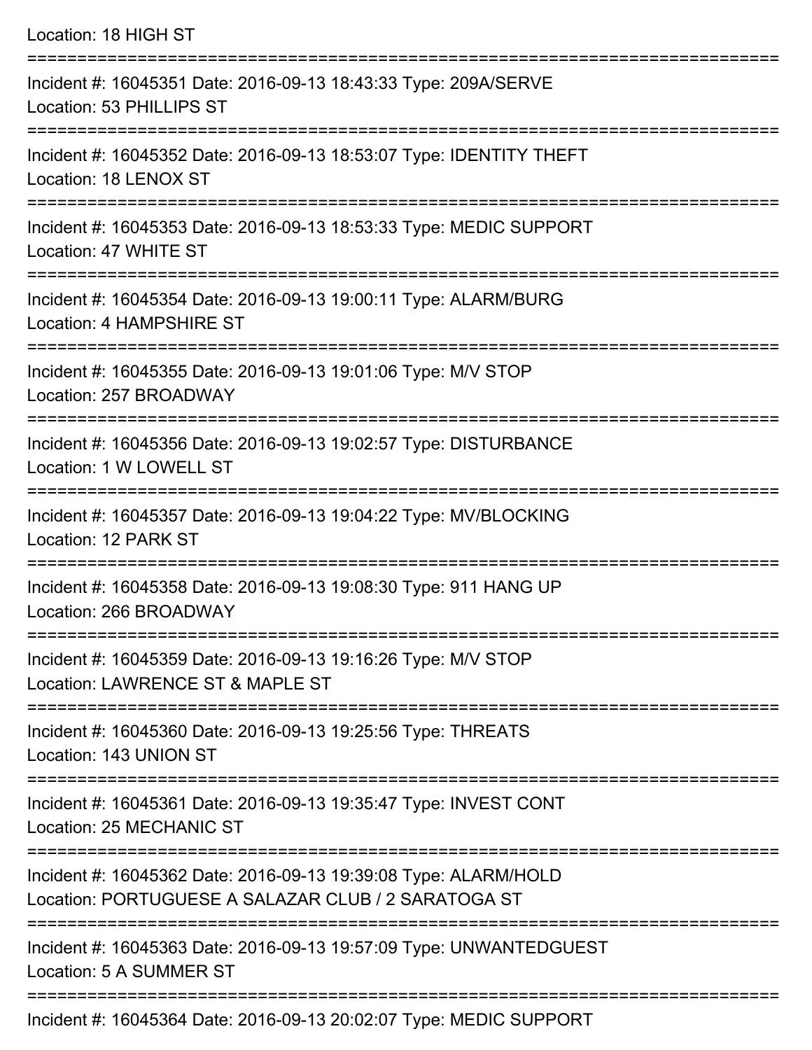Location: 18 HIGH ST

===========================================================================

Incident #: 16045351 Date: 2016-09-13 18:43:33 Type: 209A/SERVE
Location: 53 PHILLIPS ST

===========================================================================

Incident #: 16045352 Date: 2016-09-13 18:53:07 Type: IDENTITY THEFT
Location: 18 LENOX ST

===========================================================================

Incident #: 16045353 Date: 2016-09-13 18:53:33 Type: MEDIC SUPPORT
Location: 47 WHITE ST

===========================================================================

Incident #: 16045354 Date: 2016-09-13 19:00:11 Type: ALARM/BURG
Location: 4 HAMPSHIRE ST

===========================================================================

Incident #: 16045355 Date: 2016-09-13 19:01:06 Type: M/V STOP
Location: 257 BROADWAY

===========================================================================

Incident #: 16045356 Date: 2016-09-13 19:02:57 Type: DISTURBANCE
Location: 1 W LOWELL ST

===========================================================================

Incident #: 16045357 Date: 2016-09-13 19:04:22 Type: MV/BLOCKING
Location: 12 PARK ST

===========================================================================

Incident #: 16045358 Date: 2016-09-13 19:08:30 Type: 911 HANG UP
Location: 266 BROADWAY

===========================================================================

Incident #: 16045359 Date: 2016-09-13 19:16:26 Type: M/V STOP
Location: LAWRENCE ST & MAPLE ST

===========================================================================

Incident #: 16045360 Date: 2016-09-13 19:25:56 Type: THREATS
Location: 143 UNION ST

===========================================================================

Incident #: 16045361 Date: 2016-09-13 19:35:47 Type: INVEST CONT
Location: 25 MECHANIC ST

===========================================================================

Incident #: 16045362 Date: 2016-09-13 19:39:08 Type: ALARM/HOLD
Location: PORTUGUESE A SALAZAR CLUB / 2 SARATOGA ST

===========================================================================

Incident #: 16045363 Date: 2016-09-13 19:57:09 Type: UNWANTEDGUEST
Location: 5 A SUMMER ST

===========================================================================

Incident #: 16045364 Date: 2016-09-13 20:02:07 Type: MEDIC SUPPORT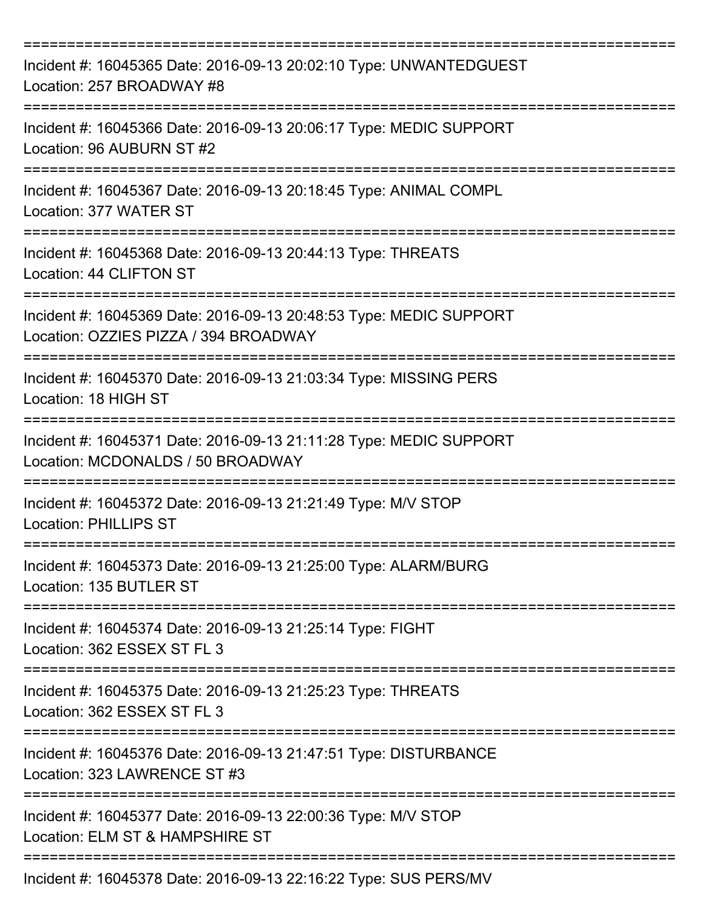===========================================================================

Incident #: 16045365 Date: 2016-09-13 20:02:10 Type: UNWANTEDGUEST
Location: 257 BROADWAY #8

===========================================================================

Incident #: 16045366 Date: 2016-09-13 20:06:17 Type: MEDIC SUPPORT
Location: 96 AUBURN ST #2

===========================================================================

Incident #: 16045367 Date: 2016-09-13 20:18:45 Type: ANIMAL COMPL
Location: 377 WATER ST

===========================================================================

Incident #: 16045368 Date: 2016-09-13 20:44:13 Type: THREATS
Location: 44 CLIFTON ST

===========================================================================

Incident #: 16045369 Date: 2016-09-13 20:48:53 Type: MEDIC SUPPORT
Location: OZZIES PIZZA / 394 BROADWAY

===========================================================================

Incident #: 16045370 Date: 2016-09-13 21:03:34 Type: MISSING PERS
Location: 18 HIGH ST

===========================================================================

Incident #: 16045371 Date: 2016-09-13 21:11:28 Type: MEDIC SUPPORT
Location: MCDONALDS / 50 BROADWAY

===========================================================================

Incident #: 16045372 Date: 2016-09-13 21:21:49 Type: M/V STOP
Location: PHILLIPS ST

===========================================================================

Incident #: 16045373 Date: 2016-09-13 21:25:00 Type: ALARM/BURG
Location: 135 BUTLER ST

===========================================================================

Incident #: 16045374 Date: 2016-09-13 21:25:14 Type: FIGHT
Location: 362 ESSEX ST FL 3

===========================================================================

Incident #: 16045375 Date: 2016-09-13 21:25:23 Type: THREATS
Location: 362 ESSEX ST FL 3

===========================================================================

Incident #: 16045376 Date: 2016-09-13 21:47:51 Type: DISTURBANCE
Location: 323 LAWRENCE ST #3

===========================================================================

Incident #: 16045377 Date: 2016-09-13 22:00:36 Type: M/V STOP
Location: ELM ST & HAMPSHIRE ST

===========================================================================

Incident #: 16045378 Date: 2016-09-13 22:16:22 Type: SUS PERS/MV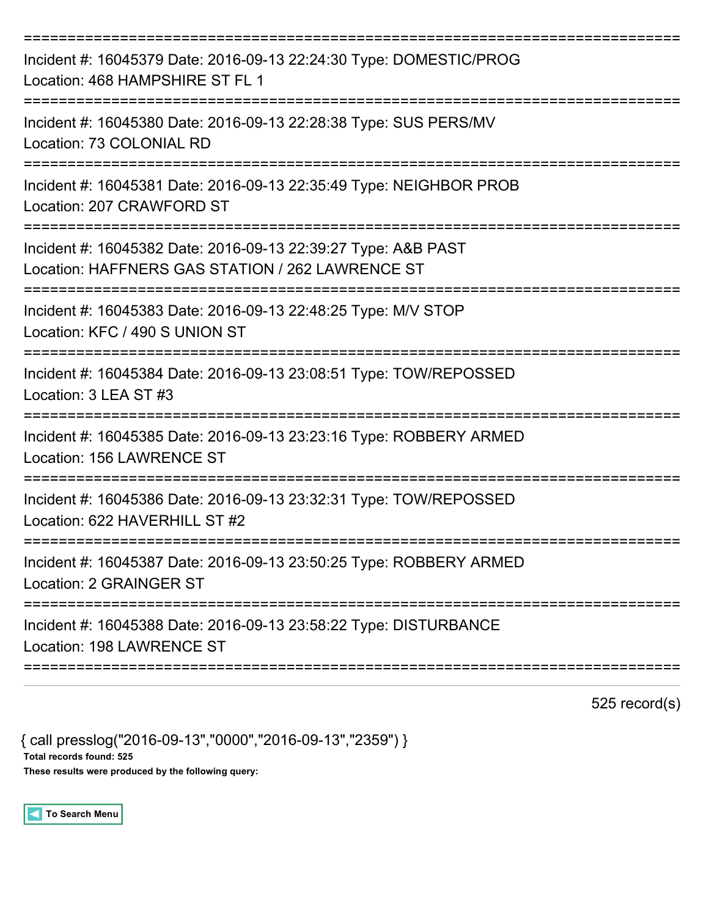Incident #: 16045379 Date: 2016-09-13 22:24:30 Type: DOMESTIC/PROG
Location: 468 HAMPSHIRE ST FL 1

---

Incident #: 16045380 Date: 2016-09-13 22:28:38 Type: SUS PERS/MV
Location: 73 COLONIAL RD

---

Incident #: 16045381 Date: 2016-09-13 22:35:49 Type: NEIGHBOR PROB
Location: 207 CRAWFORD ST

---

Incident #: 16045382 Date: 2016-09-13 22:39:27 Type: A&B PAST
Location: HAFFNERS GAS STATION / 262 LAWRENCE ST

---

Incident #: 16045383 Date: 2016-09-13 22:48:25 Type: M/V STOP
Location: KFC / 490 S UNION ST

---

Incident #: 16045384 Date: 2016-09-13 23:08:51 Type: TOW/REPOSSED
Location: 3 LEA ST #3

---

Incident #: 16045385 Date: 2016-09-13 23:23:16 Type: ROBBERY ARMED
Location: 156 LAWRENCE ST

---

Incident #: 16045386 Date: 2016-09-13 23:32:31 Type: TOW/REPOSSED
Location: 622 HAVERHILL ST #2

---

Incident #: 16045387 Date: 2016-09-13 23:50:25 Type: ROBBERY ARMED
Location: 2 GRAINGER ST

---

Incident #: 16045388 Date: 2016-09-13 23:58:22 Type: DISTURBANCE
Location: 198 LAWRENCE ST

---

525 record(s)

{ call presslog("2016-09-13","0000","2016-09-13","2359") }

**Total records found: 525**

**These results were produced by the following query:**

To Search Menu